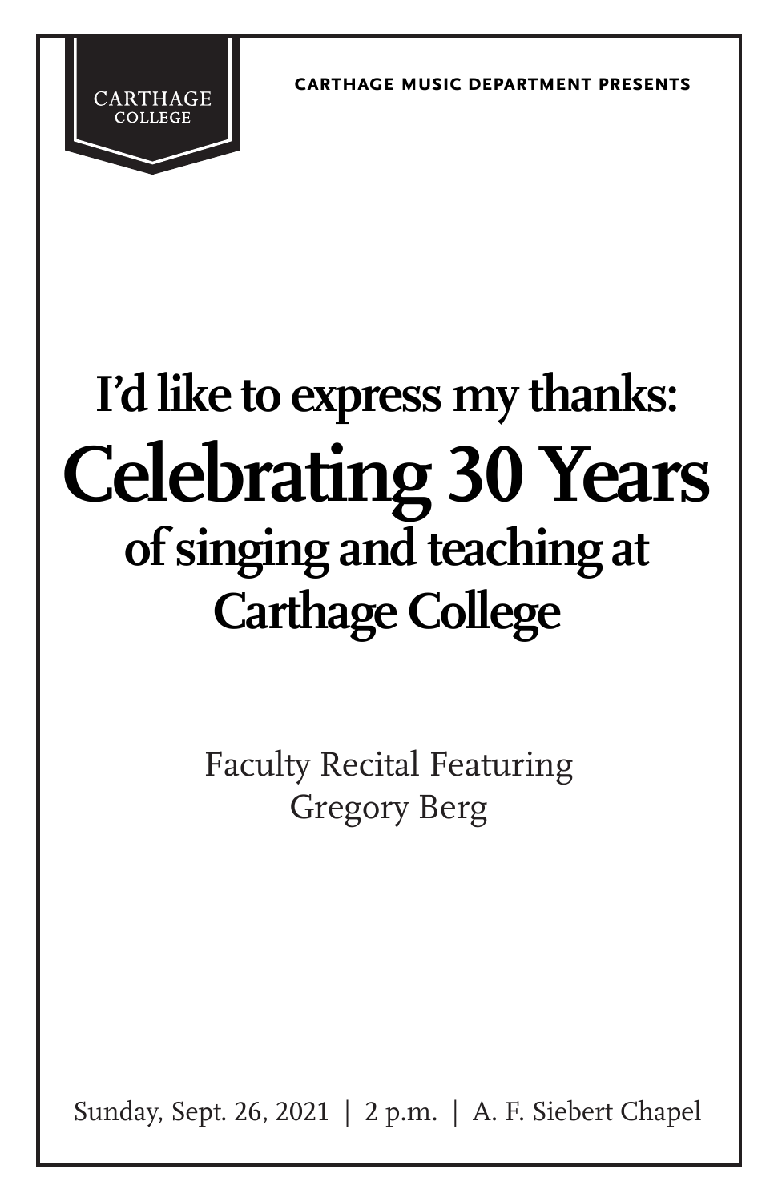CARTHAGE COLLEGE

CARTHAGE MUSIC DEPARTMENT PRESENTS

# I'd like to express my thanks: Celebrating 30 Years of singing and teaching at Carthage College

Faculty Recital Featuring
Gregory Berg

Sunday, Sept. 26, 2021 | 2 p.m. | A. F. Siebert Chapel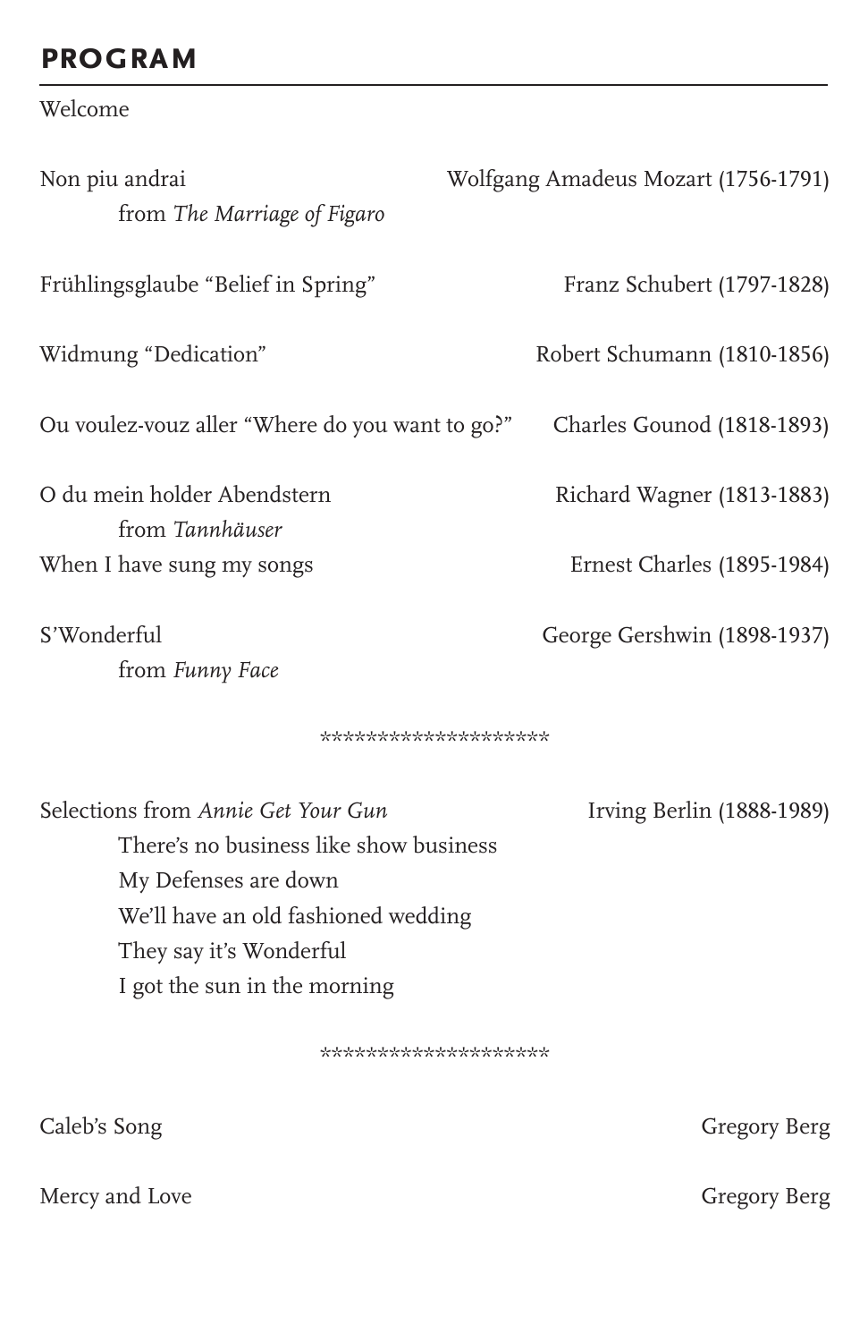## PROGRAM

Welcome

Non piu andrai — Wolfgang Amadeus Mozart (1756-1791)
from *The Marriage of Figaro*

Frühlingsglaube "Belief in Spring" — Franz Schubert (1797-1828)

Widmung "Dedication" — Robert Schumann (1810-1856)

Ou voulez-vouz aller "Where do you want to go?" — Charles Gounod (1818-1893)

O du mein holder Abendstern — Richard Wagner (1813-1883)
from *Tannhäuser*

When I have sung my songs — Ernest Charles (1895-1984)

S'Wonderful — George Gershwin (1898-1937)
from *Funny Face*

********************

Selections from *Annie Get Your Gun* — Irving Berlin (1888-1989)

There's no business like show business
My Defenses are down
We'll have an old fashioned wedding
They say it's Wonderful
I got the sun in the morning

********************

Caleb's Song — Gregory Berg

Mercy and Love — Gregory Berg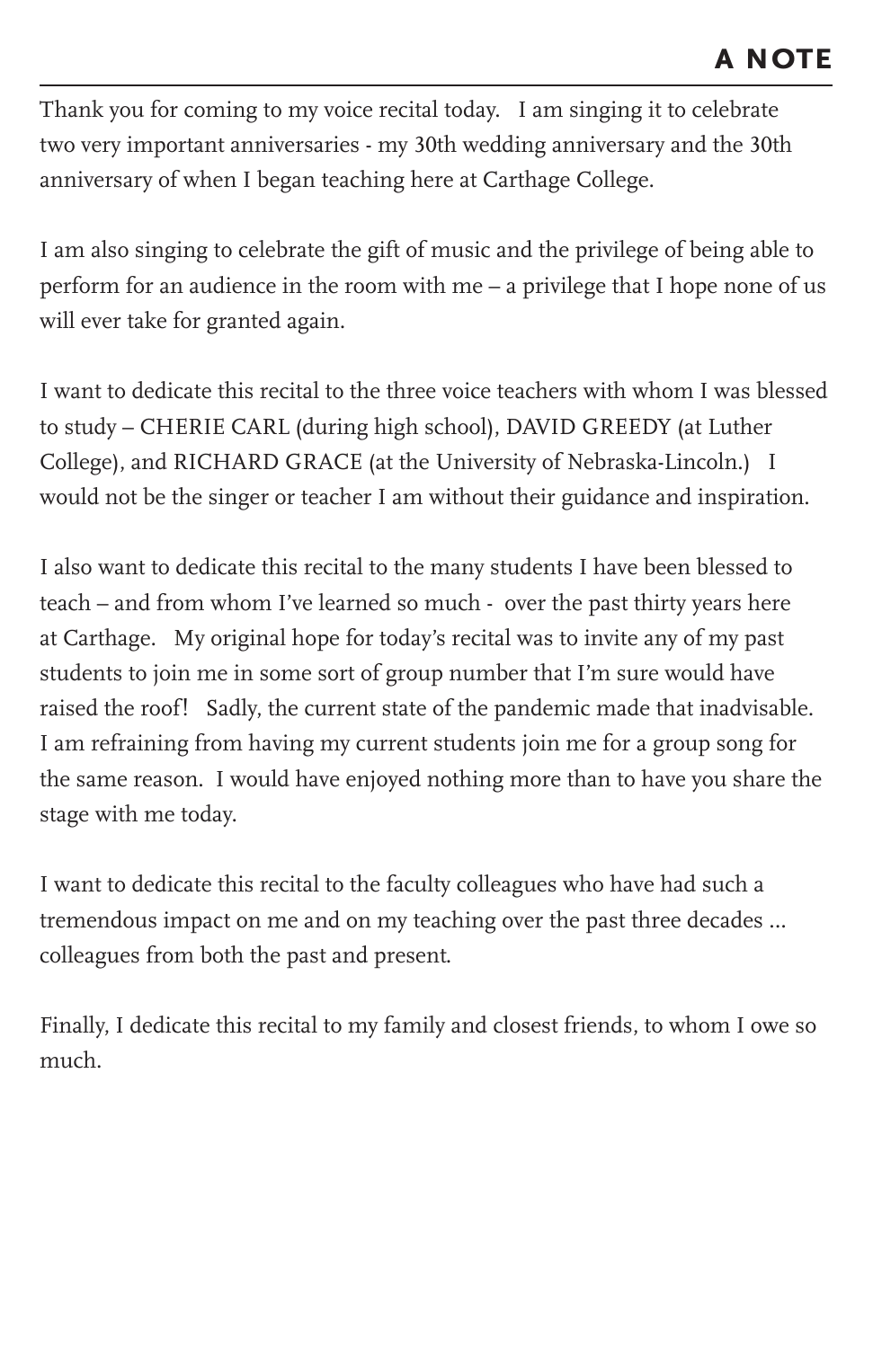## A NOTE

Thank you for coming to my voice recital today. I am singing it to celebrate two very important anniversaries - my 30th wedding anniversary and the 30th anniversary of when I began teaching here at Carthage College.

I am also singing to celebrate the gift of music and the privilege of being able to perform for an audience in the room with me – a privilege that I hope none of us will ever take for granted again.

I want to dedicate this recital to the three voice teachers with whom I was blessed to study – CHERIE CARL (during high school), DAVID GREEDY (at Luther College), and RICHARD GRACE (at the University of Nebraska-Lincoln.) I would not be the singer or teacher I am without their guidance and inspiration.

I also want to dedicate this recital to the many students I have been blessed to teach – and from whom I've learned so much - over the past thirty years here at Carthage. My original hope for today's recital was to invite any of my past students to join me in some sort of group number that I'm sure would have raised the roof! Sadly, the current state of the pandemic made that inadvisable. I am refraining from having my current students join me for a group song for the same reason. I would have enjoyed nothing more than to have you share the stage with me today.

I want to dedicate this recital to the faculty colleagues who have had such a tremendous impact on me and on my teaching over the past three decades ... colleagues from both the past and present.

Finally, I dedicate this recital to my family and closest friends, to whom I owe so much.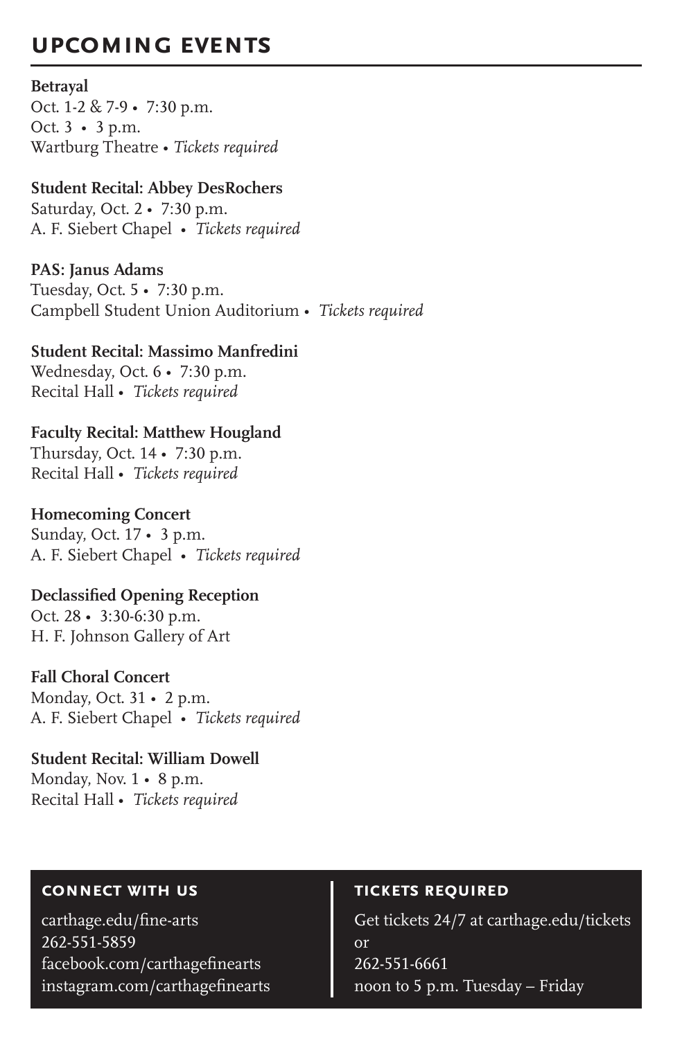## UPCOMING EVENTS

**Betrayal**
Oct. 1-2 & 7-9 • 7:30 p.m.
Oct. 3 • 3 p.m.
Wartburg Theatre • *Tickets required*

**Student Recital: Abbey DesRochers**
Saturday, Oct. 2 • 7:30 p.m.
A. F. Siebert Chapel • *Tickets required*

**PAS: Janus Adams**
Tuesday, Oct. 5 • 7:30 p.m.
Campbell Student Union Auditorium • *Tickets required*

**Student Recital: Massimo Manfredini**
Wednesday, Oct. 6 • 7:30 p.m.
Recital Hall • *Tickets required*

**Faculty Recital: Matthew Hougland**
Thursday, Oct. 14 • 7:30 p.m.
Recital Hall • *Tickets required*

**Homecoming Concert**
Sunday, Oct. 17 • 3 p.m.
A. F. Siebert Chapel • *Tickets required*

**Declassified Opening Reception**
Oct. 28 • 3:30-6:30 p.m.
H. F. Johnson Gallery of Art

**Fall Choral Concert**
Monday, Oct. 31 • 2 p.m.
A. F. Siebert Chapel • *Tickets required*

**Student Recital: William Dowell**
Monday, Nov. 1 • 8 p.m.
Recital Hall • *Tickets required*

### CONNECT WITH US

carthage.edu/fine-arts
262-551-5859
facebook.com/carthagefinearts
instagram.com/carthagefinearts

### TICKETS REQUIRED

Get tickets 24/7 at carthage.edu/tickets
or
262-551-6661
noon to 5 p.m. Tuesday – Friday